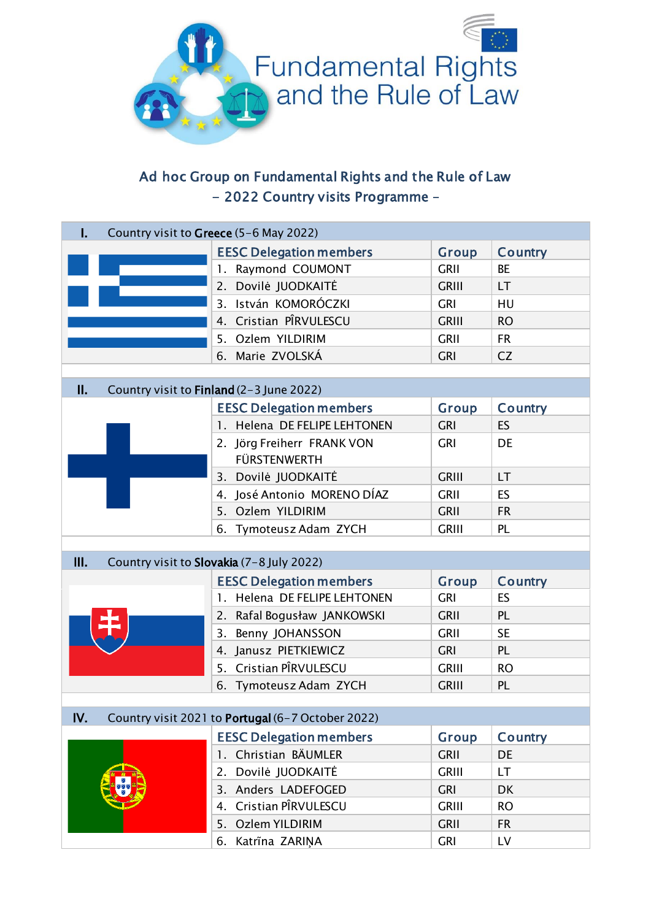Fundamental Rights and the Rule of Law

## Ad hoc Group on Fundamental Rights and the Rule of Law
## – 2022 Country visits Programme –

### I. Country visit to **Greece** (5-6 May 2022)

| EESC Delegation members | Group | Country |
|---|---|---|
| 1. Raymond COUMONT | GRII | BE |
| 2. Dovilė JUODKAITĖ | GRIII | LT |
| 3. István KOMORÓCZKI | GRI | HU |
| 4. Cristian PÎRVULESCU | GRIII | RO |
| 5. Ozlem YILDIRIM | GRII | FR |
| 6. Marie ZVOLSKÁ | GRI | CZ |

### II. Country visit to **Finland** (2-3 June 2022)

| EESC Delegation members | Group | Country |
|---|---|---|
| 1. Helena DE FELIPE LEHTONEN | GRI | ES |
| 2. Jörg Freiherr FRANK VON FÜRSTENWERTH | GRI | DE |
| 3. Dovilė JUODKAITĖ | GRIII | LT |
| 4. José Antonio MORENO DÍAZ | GRII | ES |
| 5. Ozlem YILDIRIM | GRII | FR |
| 6. Tymoteusz Adam ZYCH | GRIII | PL |

### III. Country visit to **Slovakia** (7-8 July 2022)

| EESC Delegation members | Group | Country |
|---|---|---|
| 1. Helena DE FELIPE LEHTONEN | GRI | ES |
| 2. Rafal Bogusław JANKOWSKI | GRII | PL |
| 3. Benny JOHANSSON | GRII | SE |
| 4. Janusz PIETKIEWICZ | GRI | PL |
| 5. Cristian PÎRVULESCU | GRIII | RO |
| 6. Tymoteusz Adam ZYCH | GRIII | PL |

### IV. Country visit 2021 to **Portugal** (6-7 October 2022)

| EESC Delegation members | Group | Country |
|---|---|---|
| 1. Christian BÄUMLER | GRII | DE |
| 2. Dovilė JUODKAITĖ | GRIII | LT |
| 3. Anders LADEFOGED | GRI | DK |
| 4. Cristian PÎRVULESCU | GRIII | RO |
| 5. Ozlem YILDIRIM | GRII | FR |
| 6. Katrīna ZARIŅA | GRI | LV |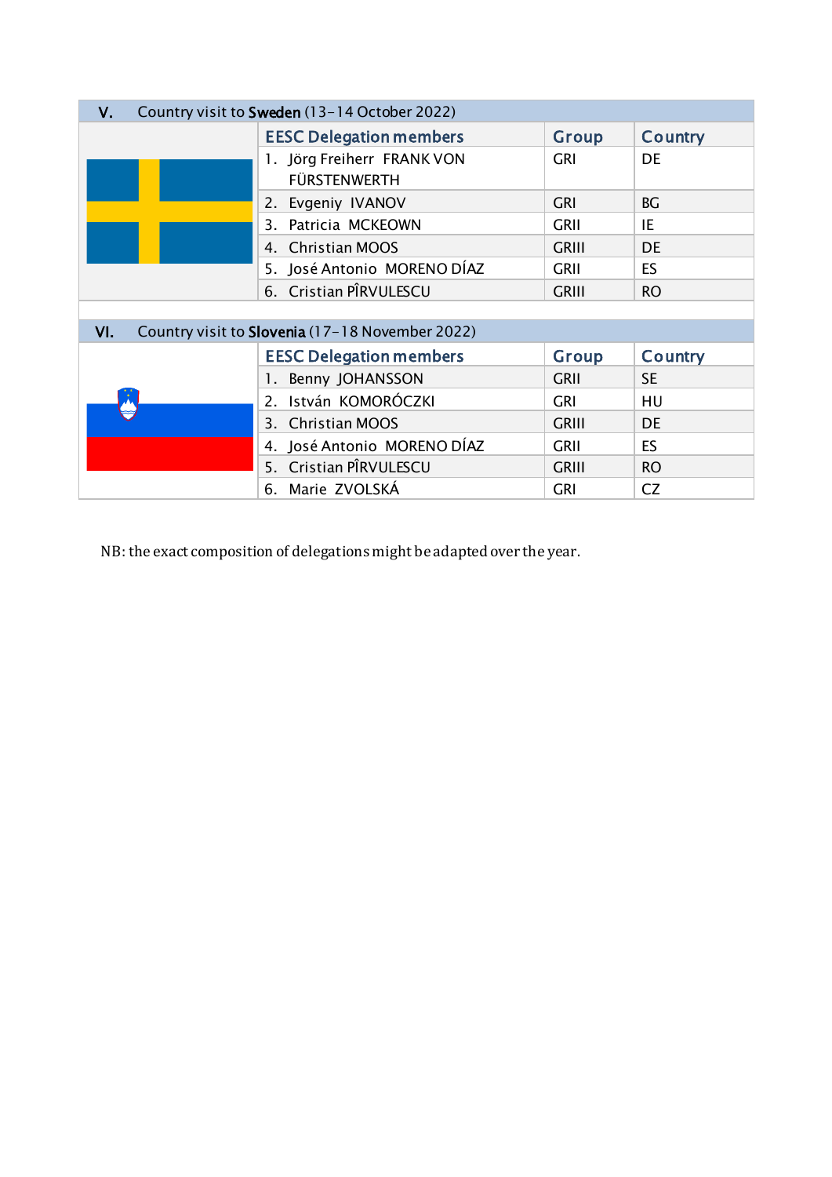## V. Country visit to **Sweden** (13–14 October 2022)

| EESC Delegation members | Group | Country |
| --- | --- | --- |
| 1. Jörg Freiherr FRANK VON FÜRSTENWERTH | GRI | DE |
| 2. Evgeniy IVANOV | GRI | BG |
| 3. Patricia MCKEOWN | GRII | IE |
| 4. Christian MOOS | GRIII | DE |
| 5. José Antonio MORENO DÍAZ | GRII | ES |
| 6. Cristian PÎRVULESCU | GRIII | RO |

## VI. Country visit to **Slovenia** (17–18 November 2022)

| EESC Delegation members | Group | Country |
| --- | --- | --- |
| 1. Benny JOHANSSON | GRII | SE |
| 2. István KOMORÓCZKI | GRI | HU |
| 3. Christian MOOS | GRIII | DE |
| 4. José Antonio MORENO DÍAZ | GRII | ES |
| 5. Cristian PÎRVULESCU | GRIII | RO |
| 6. Marie ZVOLSKÁ | GRI | CZ |

NB: the exact composition of delegations might be adapted over the year.